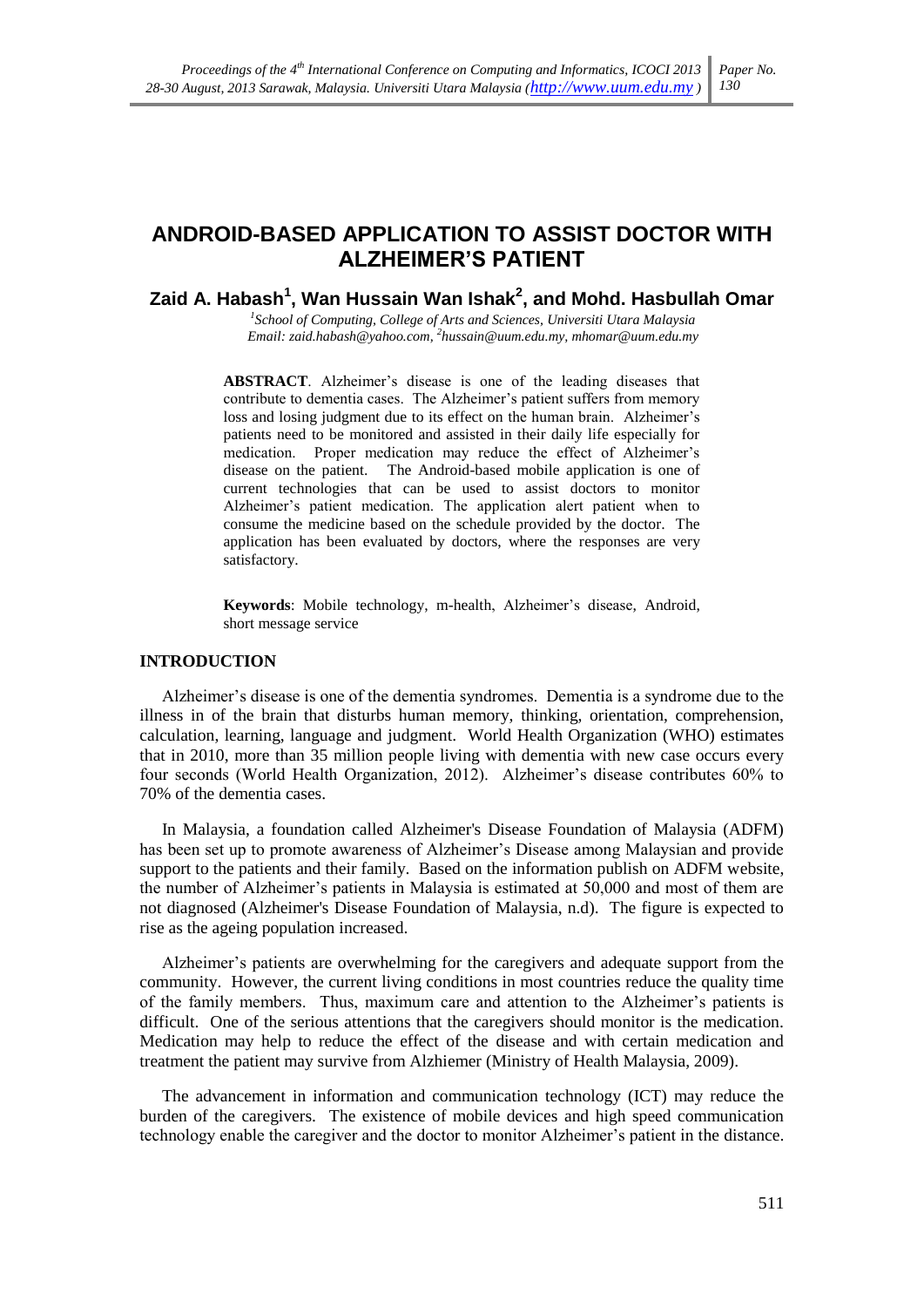# ANDROID-BASED APPLICATION TO ASSIST DOCTOR WITH ALZHEIMER'S PATIENT

**Zaid A. Habash[1], Wan Hussain Wan Ishak[2], and Mohd. Hasbullah Omar**

*[1]School of Computing, College of Arts and Sciences, Universiti Utara Malaysia*
*Email: zaid.habash@yahoo.com, [2]hussain@uum.edu.my, mhomar@uum.edu.my*

**ABSTRACT**. Alzheimer's disease is one of the leading diseases that contribute to dementia cases. The Alzheimer's patient suffers from memory loss and losing judgment due to its effect on the human brain. Alzheimer's patients need to be monitored and assisted in their daily life especially for medication. Proper medication may reduce the effect of Alzheimer's disease on the patient. The Android-based mobile application is one of current technologies that can be used to assist doctors to monitor Alzheimer's patient medication. The application alert patient when to consume the medicine based on the schedule provided by the doctor. The application has been evaluated by doctors, where the responses are very satisfactory.

**Keywords**: Mobile technology, m-health, Alzheimer's disease, Android, short message service

## INTRODUCTION

Alzheimer's disease is one of the dementia syndromes. Dementia is a syndrome due to the illness in of the brain that disturbs human memory, thinking, orientation, comprehension, calculation, learning, language and judgment. World Health Organization (WHO) estimates that in 2010, more than 35 million people living with dementia with new case occurs every four seconds (World Health Organization, 2012). Alzheimer's disease contributes 60% to 70% of the dementia cases.

In Malaysia, a foundation called Alzheimer's Disease Foundation of Malaysia (ADFM) has been set up to promote awareness of Alzheimer's Disease among Malaysian and provide support to the patients and their family. Based on the information publish on ADFM website, the number of Alzheimer's patients in Malaysia is estimated at 50,000 and most of them are not diagnosed (Alzheimer's Disease Foundation of Malaysia, n.d). The figure is expected to rise as the ageing population increased.

Alzheimer's patients are overwhelming for the caregivers and adequate support from the community. However, the current living conditions in most countries reduce the quality time of the family members. Thus, maximum care and attention to the Alzheimer's patients is difficult. One of the serious attentions that the caregivers should monitor is the medication. Medication may help to reduce the effect of the disease and with certain medication and treatment the patient may survive from Alzhiemer (Ministry of Health Malaysia, 2009).

The advancement in information and communication technology (ICT) may reduce the burden of the caregivers. The existence of mobile devices and high speed communication technology enable the caregiver and the doctor to monitor Alzheimer's patient in the distance.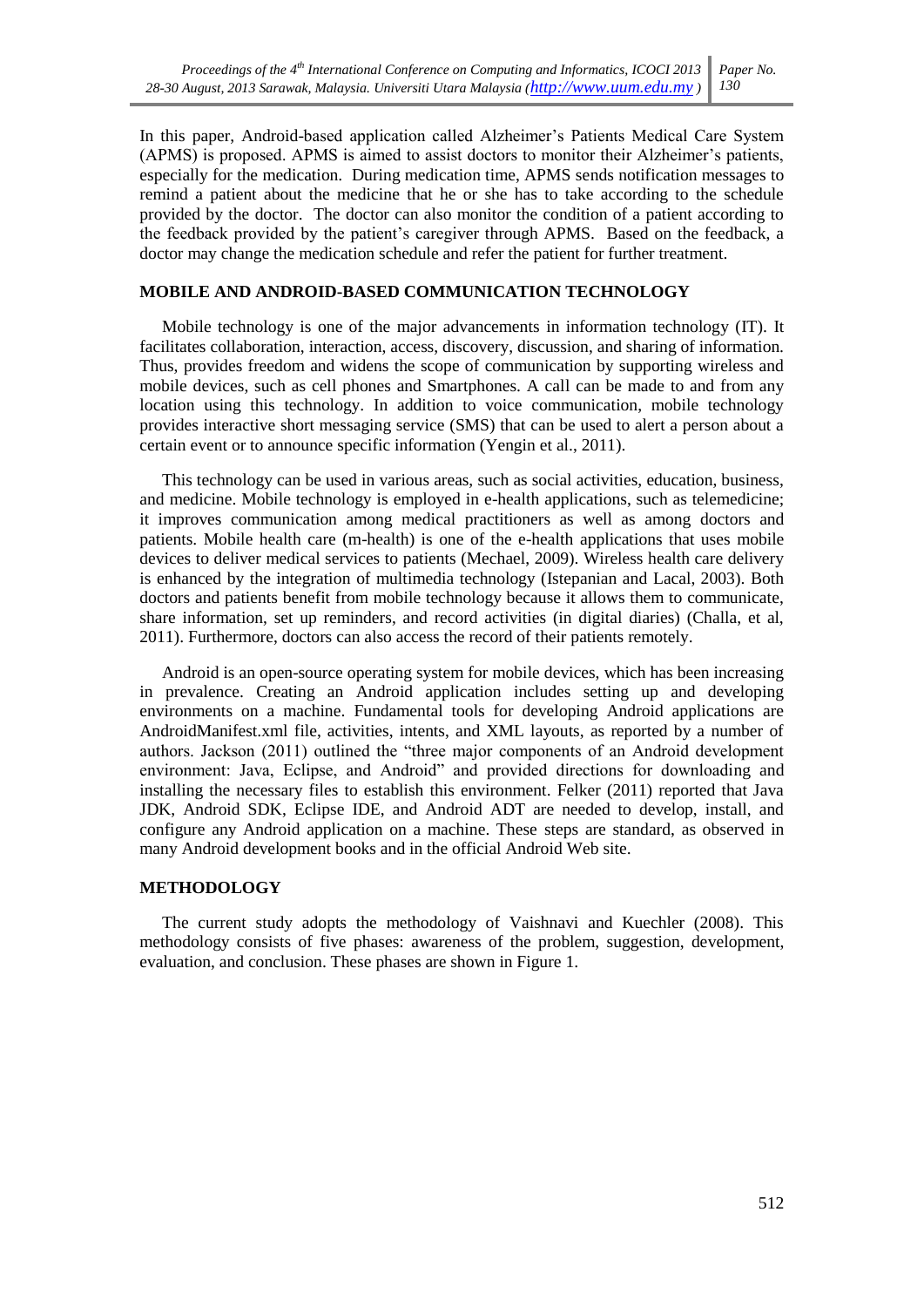In this paper, Android-based application called Alzheimer's Patients Medical Care System (APMS) is proposed. APMS is aimed to assist doctors to monitor their Alzheimer's patients, especially for the medication. During medication time, APMS sends notification messages to remind a patient about the medicine that he or she has to take according to the schedule provided by the doctor. The doctor can also monitor the condition of a patient according to the feedback provided by the patient's caregiver through APMS. Based on the feedback, a doctor may change the medication schedule and refer the patient for further treatment.

## MOBILE AND ANDROID-BASED COMMUNICATION TECHNOLOGY

Mobile technology is one of the major advancements in information technology (IT). It facilitates collaboration, interaction, access, discovery, discussion, and sharing of information. Thus, provides freedom and widens the scope of communication by supporting wireless and mobile devices, such as cell phones and Smartphones. A call can be made to and from any location using this technology. In addition to voice communication, mobile technology provides interactive short messaging service (SMS) that can be used to alert a person about a certain event or to announce specific information (Yengin et al., 2011).

This technology can be used in various areas, such as social activities, education, business, and medicine. Mobile technology is employed in e-health applications, such as telemedicine; it improves communication among medical practitioners as well as among doctors and patients. Mobile health care (m-health) is one of the e-health applications that uses mobile devices to deliver medical services to patients (Mechael, 2009). Wireless health care delivery is enhanced by the integration of multimedia technology (Istepanian and Lacal, 2003). Both doctors and patients benefit from mobile technology because it allows them to communicate, share information, set up reminders, and record activities (in digital diaries) (Challa, et al, 2011). Furthermore, doctors can also access the record of their patients remotely.

Android is an open-source operating system for mobile devices, which has been increasing in prevalence. Creating an Android application includes setting up and developing environments on a machine. Fundamental tools for developing Android applications are AndroidManifest.xml file, activities, intents, and XML layouts, as reported by a number of authors. Jackson (2011) outlined the "three major components of an Android development environment: Java, Eclipse, and Android" and provided directions for downloading and installing the necessary files to establish this environment. Felker (2011) reported that Java JDK, Android SDK, Eclipse IDE, and Android ADT are needed to develop, install, and configure any Android application on a machine. These steps are standard, as observed in many Android development books and in the official Android Web site.

## METHODOLOGY

The current study adopts the methodology of Vaishnavi and Kuechler (2008). This methodology consists of five phases: awareness of the problem, suggestion, development, evaluation, and conclusion. These phases are shown in Figure 1.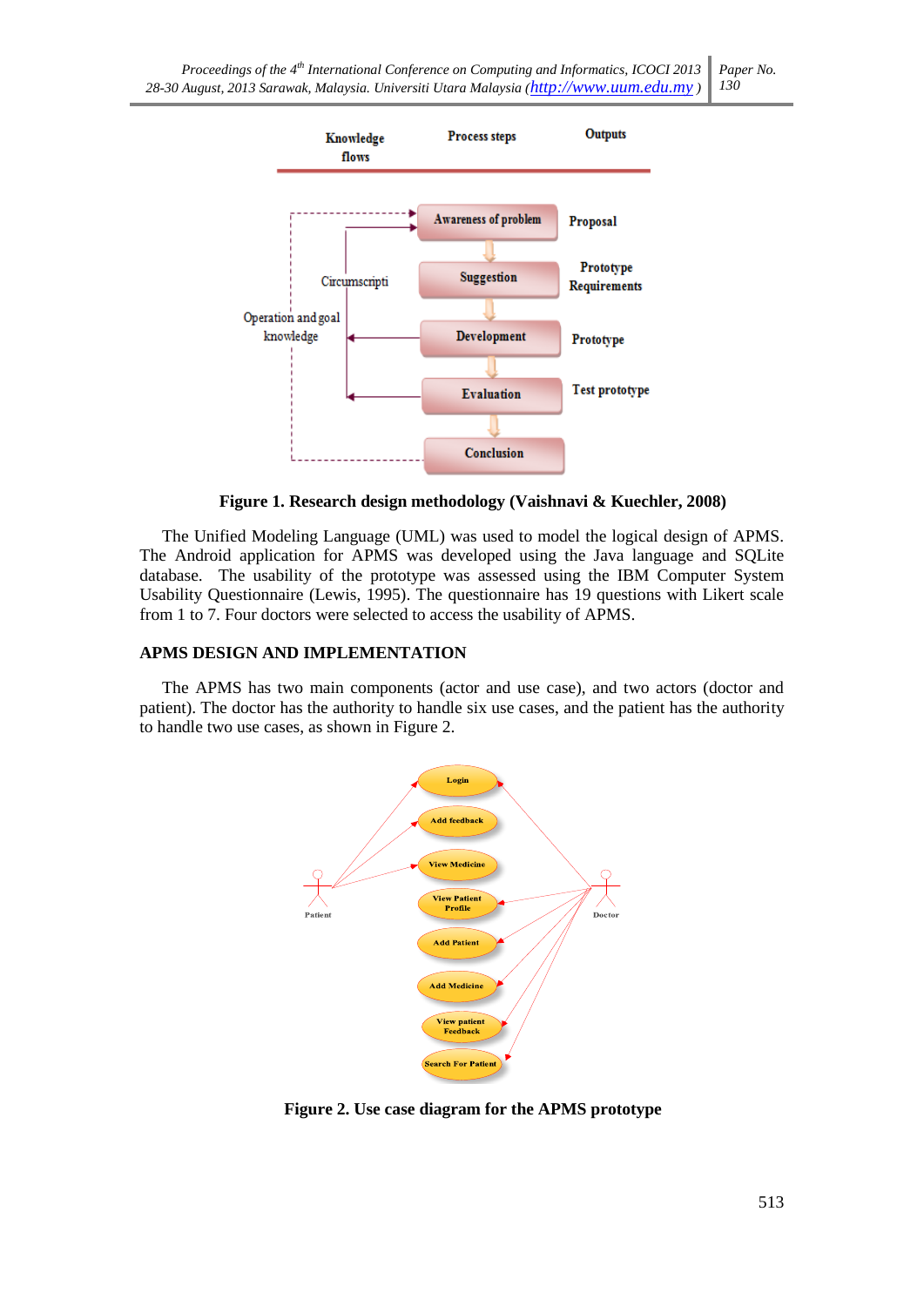Figure 1. Research design methodology (Vaishnavi & Kuechler, 2008)

The Unified Modeling Language (UML) was used to model the logical design of APMS. The Android application for APMS was developed using the Java language and SQLite database. The usability of the prototype was assessed using the IBM Computer System Usability Questionnaire (Lewis, 1995). The questionnaire has 19 questions with Likert scale from 1 to 7. Four doctors were selected to access the usability of APMS.

## APMS DESIGN AND IMPLEMENTATION

The APMS has two main components (actor and use case), and two actors (doctor and patient). The doctor has the authority to handle six use cases, and the patient has the authority to handle two use cases, as shown in Figure 2.

Figure 2. Use case diagram for the APMS prototype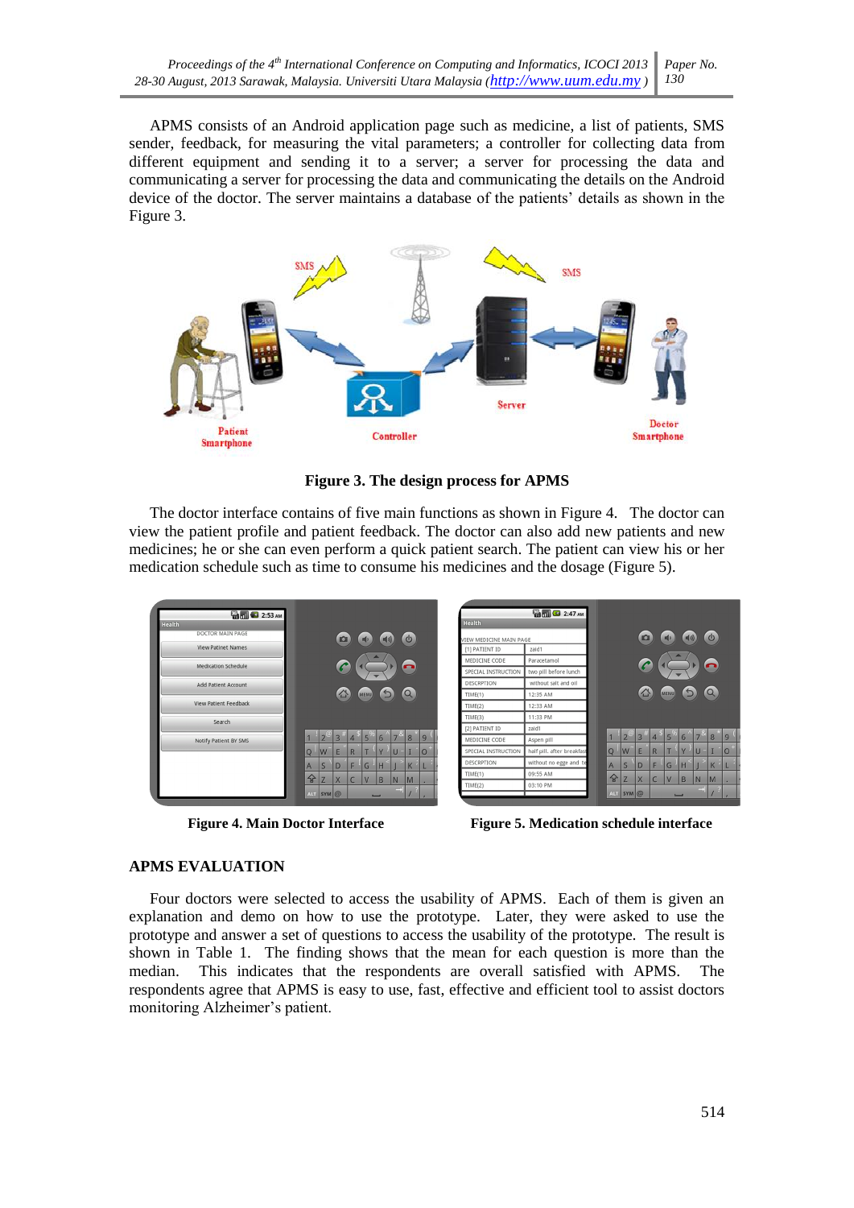APMS consists of an Android application page such as medicine, a list of patients, SMS sender, feedback, for measuring the vital parameters; a controller for collecting data from different equipment and sending it to a server; a server for processing the data and communicating a server for processing the data and communicating the details on the Android device of the doctor. The server maintains a database of the patients' details as shown in the Figure 3.

**Figure 3. The design process for APMS**

The doctor interface contains of five main functions as shown in Figure 4. The doctor can view the patient profile and patient feedback. The doctor can also add new patients and new medicines; he or she can even perform a quick patient search. The patient can view his or her medication schedule such as time to consume his medicines and the dosage (Figure 5).

**Figure 4. Main Doctor Interface**

**Figure 5. Medication schedule interface**

## APMS EVALUATION

Four doctors were selected to access the usability of APMS. Each of them is given an explanation and demo on how to use the prototype. Later, they were asked to use the prototype and answer a set of questions to access the usability of the prototype. The result is shown in Table 1. The finding shows that the mean for each question is more than the median. This indicates that the respondents are overall satisfied with APMS. The respondents agree that APMS is easy to use, fast, effective and efficient tool to assist doctors monitoring Alzheimer's patient.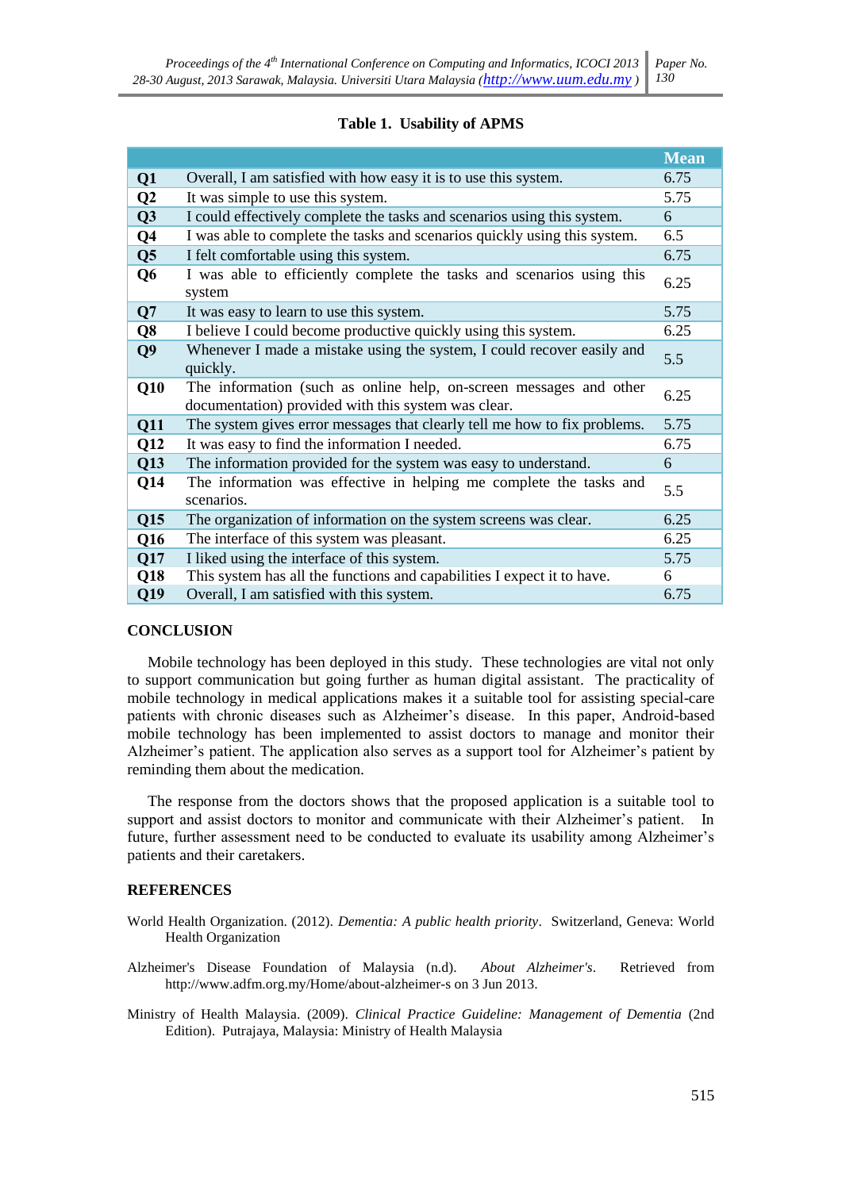**Table 1. Usability of APMS**

| | | Mean |
|---|---|---|
| **Q1** | Overall, I am satisfied with how easy it is to use this system. | 6.75 |
| **Q2** | It was simple to use this system. | 5.75 |
| **Q3** | I could effectively complete the tasks and scenarios using this system. | 6 |
| **Q4** | I was able to complete the tasks and scenarios quickly using this system. | 6.5 |
| **Q5** | I felt comfortable using this system. | 6.75 |
| **Q6** | I was able to efficiently complete the tasks and scenarios using this system | 6.25 |
| **Q7** | It was easy to learn to use this system. | 5.75 |
| **Q8** | I believe I could become productive quickly using this system. | 6.25 |
| **Q9** | Whenever I made a mistake using the system, I could recover easily and quickly. | 5.5 |
| **Q10** | The information (such as online help, on-screen messages and other documentation) provided with this system was clear. | 6.25 |
| **Q11** | The system gives error messages that clearly tell me how to fix problems. | 5.75 |
| **Q12** | It was easy to find the information I needed. | 6.75 |
| **Q13** | The information provided for the system was easy to understand. | 6 |
| **Q14** | The information was effective in helping me complete the tasks and scenarios. | 5.5 |
| **Q15** | The organization of information on the system screens was clear. | 6.25 |
| **Q16** | The interface of this system was pleasant. | 6.25 |
| **Q17** | I liked using the interface of this system. | 5.75 |
| **Q18** | This system has all the functions and capabilities I expect it to have. | 6 |
| **Q19** | Overall, I am satisfied with this system. | 6.75 |

## CONCLUSION

Mobile technology has been deployed in this study. These technologies are vital not only to support communication but going further as human digital assistant. The practicality of mobile technology in medical applications makes it a suitable tool for assisting special-care patients with chronic diseases such as Alzheimer's disease. In this paper, Android-based mobile technology has been implemented to assist doctors to manage and monitor their Alzheimer's patient. The application also serves as a support tool for Alzheimer's patient by reminding them about the medication.

The response from the doctors shows that the proposed application is a suitable tool to support and assist doctors to monitor and communicate with their Alzheimer's patient. In future, further assessment need to be conducted to evaluate its usability among Alzheimer's patients and their caretakers.

## REFERENCES

World Health Organization. (2012). *Dementia: A public health priority*. Switzerland, Geneva: World Health Organization

Alzheimer's Disease Foundation of Malaysia (n.d). *About Alzheimer's*. Retrieved from http://www.adfm.org.my/Home/about-alzheimer-s on 3 Jun 2013.

Ministry of Health Malaysia. (2009). *Clinical Practice Guideline: Management of Dementia* (2nd Edition). Putrajaya, Malaysia: Ministry of Health Malaysia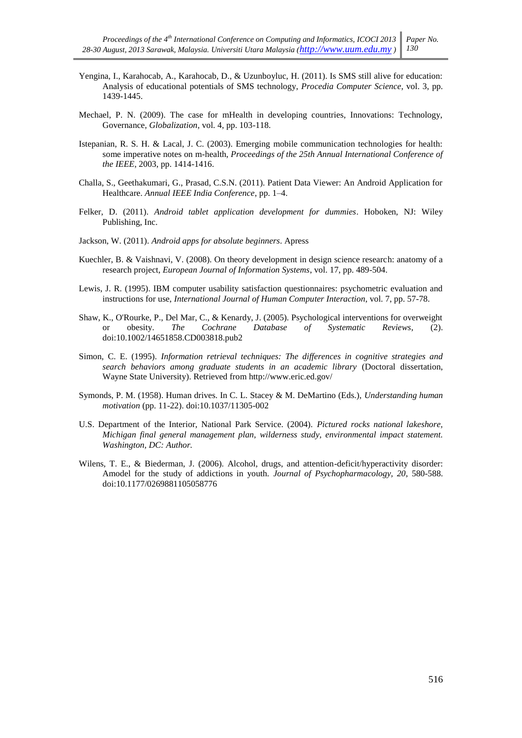Yengina, I., Karahocab, A., Karahocab, D., & Uzunboyluc, H. (2011). Is SMS still alive for education: Analysis of educational potentials of SMS technology, *Procedia Computer Science*, vol. 3, pp. 1439-1445.

Mechael, P. N. (2009). The case for mHealth in developing countries, Innovations: Technology, Governance, *Globalization*, vol. 4, pp. 103-118.

Istepanian, R. S. H. & Lacal, J. C. (2003). Emerging mobile communication technologies for health: some imperative notes on m-health, *Proceedings of the 25th Annual International Conference of the IEEE*, 2003, pp. 1414-1416.

Challa, S., Geethakumari, G., Prasad, C.S.N. (2011). Patient Data Viewer: An Android Application for Healthcare. *Annual IEEE India Conference*, pp. 1–4.

Felker, D. (2011). *Android tablet application development for dummies*. Hoboken, NJ: Wiley Publishing, Inc.

Jackson, W. (2011). *Android apps for absolute beginners*. Apress

Kuechler, B. & Vaishnavi, V. (2008). On theory development in design science research: anatomy of a research project, *European Journal of Information Systems*, vol. 17, pp. 489-504.

Lewis, J. R. (1995). IBM computer usability satisfaction questionnaires: psychometric evaluation and instructions for use, *International Journal of Human Computer Interaction*, vol. 7, pp. 57-78.

Shaw, K., O'Rourke, P., Del Mar, C., & Kenardy, J. (2005). Psychological interventions for overweight or obesity. *The Cochrane Database of Systematic Reviews*, (2). doi:10.1002/14651858.CD003818.pub2

Simon, C. E. (1995). *Information retrieval techniques: The differences in cognitive strategies and search behaviors among graduate students in an academic library* (Doctoral dissertation, Wayne State University). Retrieved from http://www.eric.ed.gov/

Symonds, P. M. (1958). Human drives. In C. L. Stacey & M. DeMartino (Eds.), *Understanding human motivation* (pp. 11-22). doi:10.1037/11305-002

U.S. Department of the Interior, National Park Service. (2004). *Pictured rocks national lakeshore, Michigan final general management plan, wilderness study, environmental impact statement. Washington, DC: Author.*

Wilens, T. E., & Biederman, J. (2006). Alcohol, drugs, and attention-deficit/hyperactivity disorder: Amodel for the study of addictions in youth. *Journal of Psychopharmacology, 20*, 580-588. doi:10.1177/0269881105058776